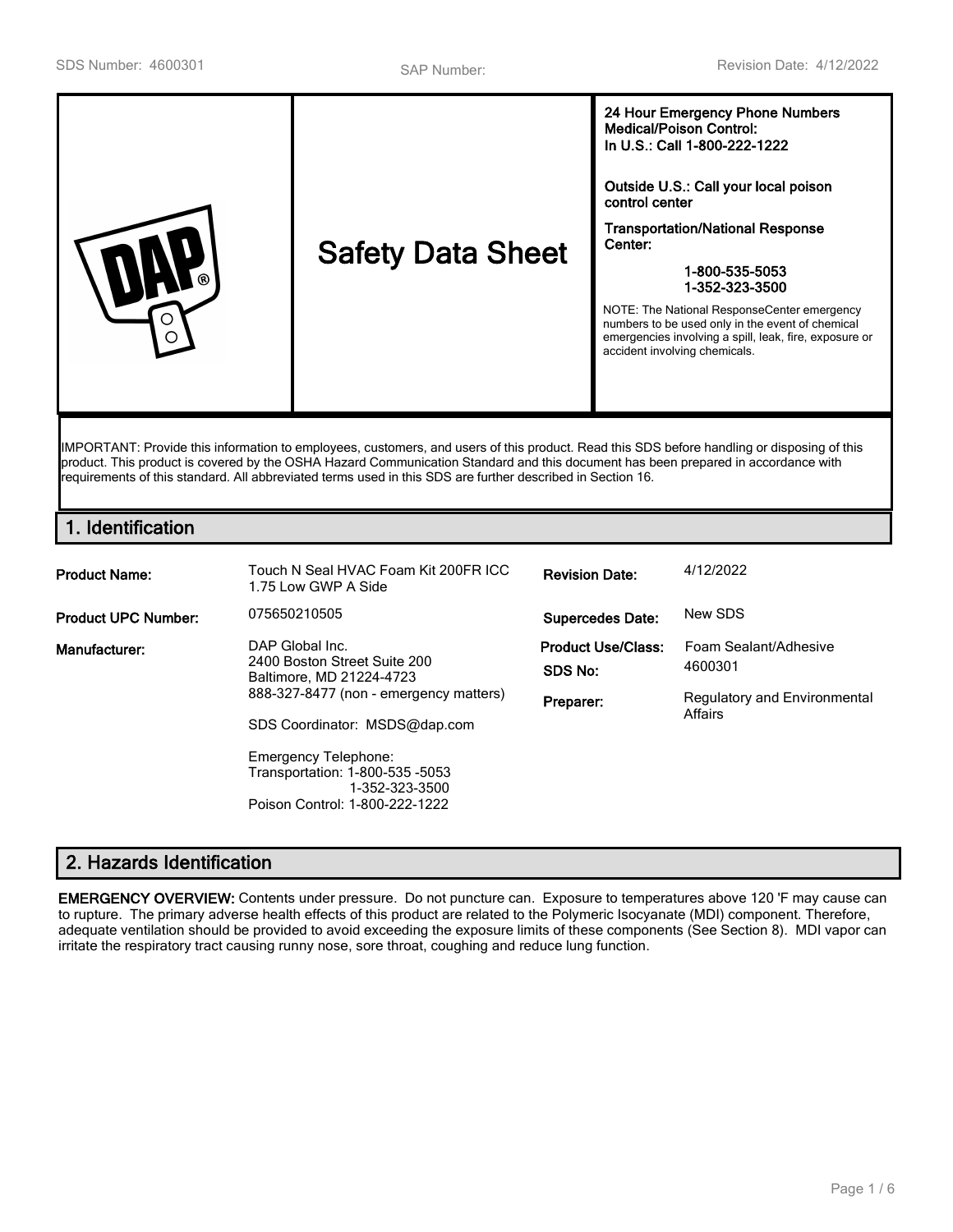SDS Number: 4600301 SAP Number: Revision Date: 4/12/2022

# Safety Data Sheet

**24 Hour Emergency Phone Numbers**
**Medical/Poison Control:**
**In U.S.: Call 1-800-222-1222**

**Outside U.S.: Call your local poison control center**

**Transportation/National Response Center:**

**1-800-535-5053**
**1-352-323-3500**

NOTE: The National ResponseCenter emergency numbers to be used only in the event of chemical emergencies involving a spill, leak, fire, exposure or accident involving chemicals.

IMPORTANT: Provide this information to employees, customers, and users of this product. Read this SDS before handling or disposing of this product. This product is covered by the OSHA Hazard Communication Standard and this document has been prepared in accordance with requirements of this standard. All abbreviated terms used in this SDS are further described in Section 16.

## 1. Identification

| | | | |
|---|---|---|---|
| **Product Name:** | Touch N Seal HVAC Foam Kit 200FR ICC 1.75 Low GWP A Side | **Revision Date:** | 4/12/2022 |
| **Product UPC Number:** | 075650210505 | **Supercedes Date:** | New SDS |
| **Manufacturer:** | DAP Global Inc.<br>2400 Boston Street Suite 200<br>Baltimore, MD 21224-4723<br>888-327-8477 (non - emergency matters)<br><br>SDS Coordinator: MSDS@dap.com<br><br>Emergency Telephone:<br>Transportation: 1-800-535 -5053<br>1-352-323-3500<br>Poison Control: 1-800-222-1222 | **Product Use/Class:**<br>**SDS No:**<br>**Preparer:** | Foam Sealant/Adhesive<br>4600301<br>Regulatory and Environmental Affairs |

## 2. Hazards Identification

**EMERGENCY OVERVIEW:** Contents under pressure. Do not puncture can. Exposure to temperatures above 120 'F may cause can to rupture. The primary adverse health effects of this product are related to the Polymeric Isocyanate (MDI) component. Therefore, adequate ventilation should be provided to avoid exceeding the exposure limits of these components (See Section 8). MDI vapor can irritate the respiratory tract causing runny nose, sore throat, coughing and reduce lung function.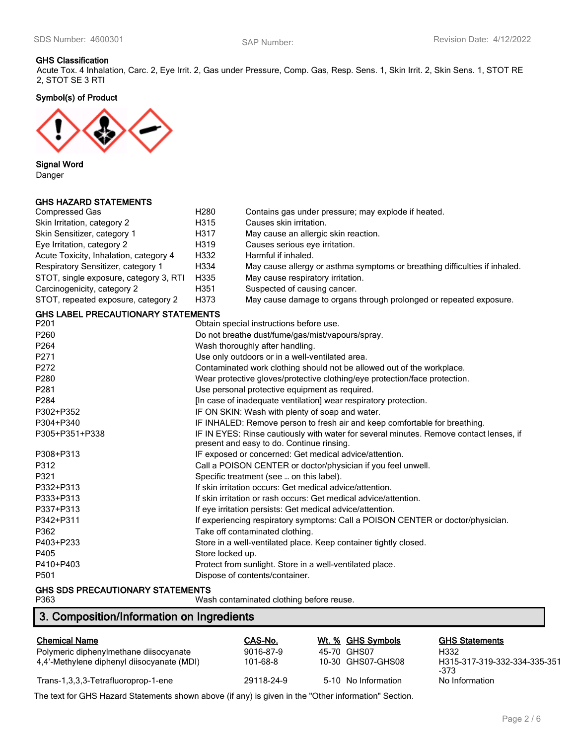### GHS Classification

Acute Tox. 4 Inhalation, Carc. 2, Eye Irrit. 2, Gas under Pressure, Comp. Gas, Resp. Sens. 1, Skin Irrit. 2, Skin Sens. 1, STOT RE 2, STOT SE 3 RTI

### Symbol(s) of Product

### Signal Word

Danger

### GHS HAZARD STATEMENTS

| | | |
|---|---|---|
| Compressed Gas | H280 | Contains gas under pressure; may explode if heated. |
| Skin Irritation, category 2 | H315 | Causes skin irritation. |
| Skin Sensitizer, category 1 | H317 | May cause an allergic skin reaction. |
| Eye Irritation, category 2 | H319 | Causes serious eye irritation. |
| Acute Toxicity, Inhalation, category 4 | H332 | Harmful if inhaled. |
| Respiratory Sensitizer, category 1 | H334 | May cause allergy or asthma symptoms or breathing difficulties if inhaled. |
| STOT, single exposure, category 3, RTI | H335 | May cause respiratory irritation. |
| Carcinogenicity, category 2 | H351 | Suspected of causing cancer. |
| STOT, repeated exposure, category 2 | H373 | May cause damage to organs through prolonged or repeated exposure. |

### GHS LABEL PRECAUTIONARY STATEMENTS

| | |
|---|---|
| P201 | Obtain special instructions before use. |
| P260 | Do not breathe dust/fume/gas/mist/vapours/spray. |
| P264 | Wash thoroughly after handling. |
| P271 | Use only outdoors or in a well-ventilated area. |
| P272 | Contaminated work clothing should not be allowed out of the workplace. |
| P280 | Wear protective gloves/protective clothing/eye protection/face protection. |
| P281 | Use personal protective equipment as required. |
| P284 | [In case of inadequate ventilation] wear respiratory protection. |
| P302+P352 | IF ON SKIN: Wash with plenty of soap and water. |
| P304+P340 | IF INHALED: Remove person to fresh air and keep comfortable for breathing. |
| P305+P351+P338 | IF IN EYES: Rinse cautiously with water for several minutes. Remove contact lenses, if present and easy to do. Continue rinsing. |
| P308+P313 | IF exposed or concerned: Get medical advice/attention. |
| P312 | Call a POISON CENTER or doctor/physician if you feel unwell. |
| P321 | Specific treatment (see … on this label). |
| P332+P313 | If skin irritation occurs: Get medical advice/attention. |
| P333+P313 | If skin irritation or rash occurs: Get medical advice/attention. |
| P337+P313 | If eye irritation persists: Get medical advice/attention. |
| P342+P311 | If experiencing respiratory symptoms: Call a POISON CENTER or doctor/physician. |
| P362 | Take off contaminated clothing. |
| P403+P233 | Store in a well-ventilated place. Keep container tightly closed. |
| P405 | Store locked up. |
| P410+P403 | Protect from sunlight. Store in a well-ventilated place. |
| P501 | Dispose of contents/container. |

### GHS SDS PRECAUTIONARY STATEMENTS

| | |
|---|---|
| P363 | Wash contaminated clothing before reuse. |

## 3. Composition/Information on Ingredients

| Chemical Name | CAS-No. | Wt. % | GHS Symbols | GHS Statements |
|---|---|---|---|---|
| Polymeric diphenylmethane diisocyanate | 9016-87-9 | 45-70 | GHS07 | H332 |
| 4,4'-Methylene diphenyl diisocyanate (MDI) | 101-68-8 | 10-30 | GHS07-GHS08 | H315-317-319-332-334-335-351-373 |
| Trans-1,3,3,3-Tetrafluoroprop-1-ene | 29118-24-9 | 5-10 | No Information | No Information |

The text for GHS Hazard Statements shown above (if any) is given in the "Other information" Section.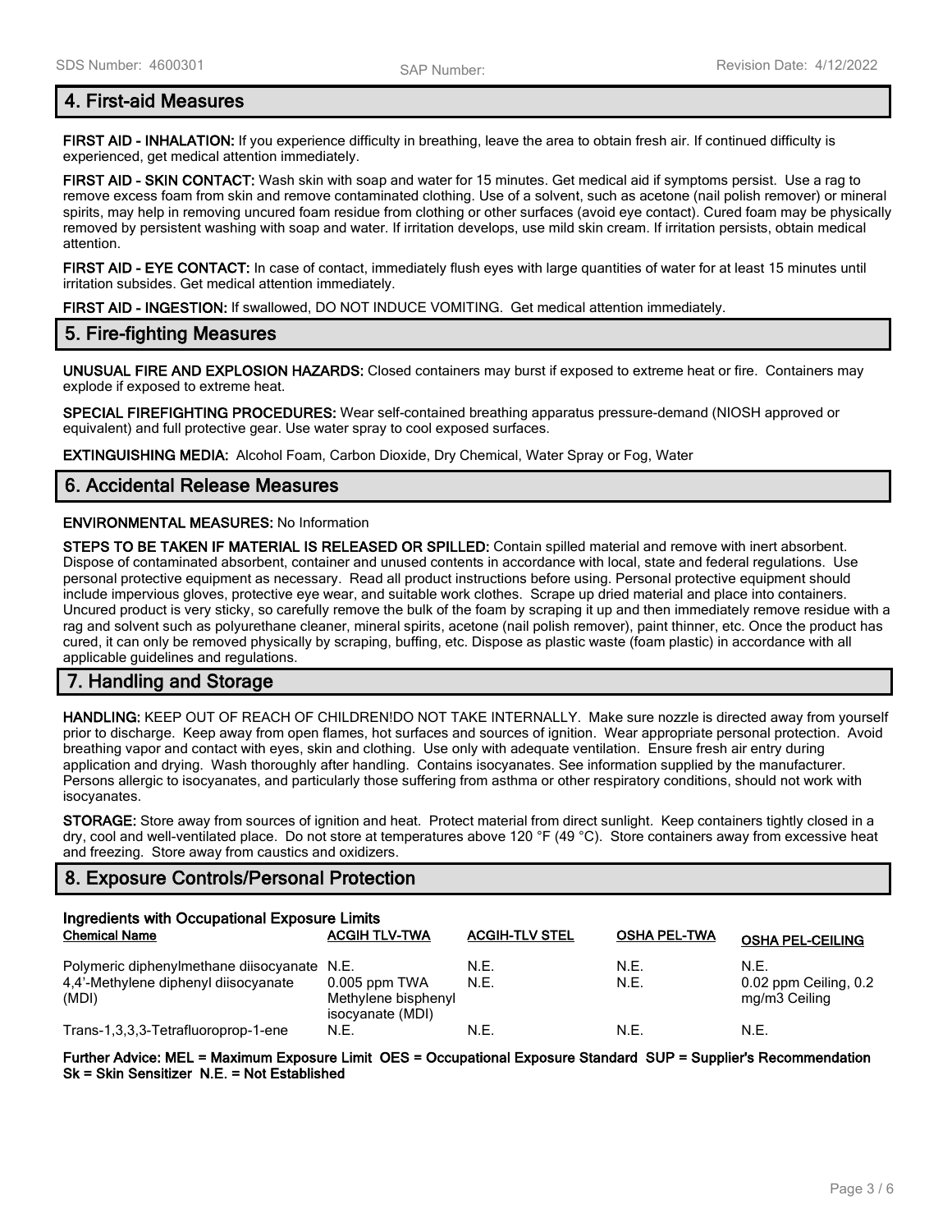## 4. First-aid Measures

**FIRST AID - INHALATION:** If you experience difficulty in breathing, leave the area to obtain fresh air. If continued difficulty is experienced, get medical attention immediately.

**FIRST AID - SKIN CONTACT:** Wash skin with soap and water for 15 minutes. Get medical aid if symptoms persist. Use a rag to remove excess foam from skin and remove contaminated clothing. Use of a solvent, such as acetone (nail polish remover) or mineral spirits, may help in removing uncured foam residue from clothing or other surfaces (avoid eye contact). Cured foam may be physically removed by persistent washing with soap and water. If irritation develops, use mild skin cream. If irritation persists, obtain medical attention.

**FIRST AID - EYE CONTACT:** In case of contact, immediately flush eyes with large quantities of water for at least 15 minutes until irritation subsides. Get medical attention immediately.

**FIRST AID - INGESTION:** If swallowed, DO NOT INDUCE VOMITING. Get medical attention immediately.

## 5. Fire-fighting Measures

**UNUSUAL FIRE AND EXPLOSION HAZARDS:** Closed containers may burst if exposed to extreme heat or fire. Containers may explode if exposed to extreme heat.

**SPECIAL FIREFIGHTING PROCEDURES:** Wear self-contained breathing apparatus pressure-demand (NIOSH approved or equivalent) and full protective gear. Use water spray to cool exposed surfaces.

**EXTINGUISHING MEDIA:** Alcohol Foam, Carbon Dioxide, Dry Chemical, Water Spray or Fog, Water

## 6. Accidental Release Measures

**ENVIRONMENTAL MEASURES:** No Information

**STEPS TO BE TAKEN IF MATERIAL IS RELEASED OR SPILLED:** Contain spilled material and remove with inert absorbent. Dispose of contaminated absorbent, container and unused contents in accordance with local, state and federal regulations. Use personal protective equipment as necessary. Read all product instructions before using. Personal protective equipment should include impervious gloves, protective eye wear, and suitable work clothes. Scrape up dried material and place into containers. Uncured product is very sticky, so carefully remove the bulk of the foam by scraping it up and then immediately remove residue with a rag and solvent such as polyurethane cleaner, mineral spirits, acetone (nail polish remover), paint thinner, etc. Once the product has cured, it can only be removed physically by scraping, buffing, etc. Dispose as plastic waste (foam plastic) in accordance with all applicable guidelines and regulations.

## 7. Handling and Storage

**HANDLING:** KEEP OUT OF REACH OF CHILDREN!DO NOT TAKE INTERNALLY. Make sure nozzle is directed away from yourself prior to discharge. Keep away from open flames, hot surfaces and sources of ignition. Wear appropriate personal protection. Avoid breathing vapor and contact with eyes, skin and clothing. Use only with adequate ventilation. Ensure fresh air entry during application and drying. Wash thoroughly after handling. Contains isocyanates. See information supplied by the manufacturer. Persons allergic to isocyanates, and particularly those suffering from asthma or other respiratory conditions, should not work with isocyanates.

**STORAGE:** Store away from sources of ignition and heat. Protect material from direct sunlight. Keep containers tightly closed in a dry, cool and well-ventilated place. Do not store at temperatures above 120 °F (49 °C). Store containers away from excessive heat and freezing. Store away from caustics and oxidizers.

## 8. Exposure Controls/Personal Protection

**Ingredients with Occupational Exposure Limits**

| Chemical Name | ACGIH TLV-TWA | ACGIH-TLV STEL | OSHA PEL-TWA | OSHA PEL-CEILING |
|---|---|---|---|---|
| Polymeric diphenylmethane diisocyanate | N.E. | N.E. | N.E. | N.E. |
| 4,4'-Methylene diphenyl diisocyanate (MDI) | 0.005 ppm TWA Methylene bisphenyl isocyanate (MDI) | N.E. | N.E. | 0.02 ppm Ceiling, 0.2 mg/m3 Ceiling |
| Trans-1,3,3,3-Tetrafluoroprop-1-ene | N.E. | N.E. | N.E. | N.E. |

**Further Advice: MEL = Maximum Exposure Limit OES = Occupational Exposure Standard SUP = Supplier's Recommendation Sk = Skin Sensitizer N.E. = Not Established**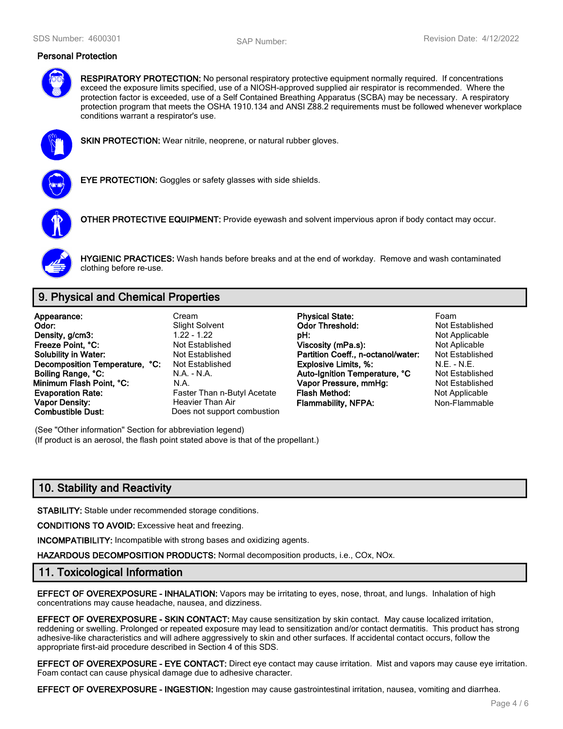### Personal Protection

**RESPIRATORY PROTECTION:** No personal respiratory protective equipment normally required. If concentrations exceed the exposure limits specified, use of a NIOSH-approved supplied air respirator is recommended. Where the protection factor is exceeded, use of a Self Contained Breathing Apparatus (SCBA) may be necessary. A respiratory protection program that meets the OSHA 1910.134 and ANSI Z88.2 requirements must be followed whenever workplace conditions warrant a respirator's use.

**SKIN PROTECTION:** Wear nitrile, neoprene, or natural rubber gloves.

**EYE PROTECTION:** Goggles or safety glasses with side shields.

**OTHER PROTECTIVE EQUIPMENT:** Provide eyewash and solvent impervious apron if body contact may occur.

**HYGIENIC PRACTICES:** Wash hands before breaks and at the end of workday. Remove and wash contaminated clothing before re-use.

## 9. Physical and Chemical Properties

| | | | |
|---|---|---|---|
| **Appearance:** | Cream | **Physical State:** | Foam |
| **Odor:** | Slight Solvent | **Odor Threshold:** | Not Established |
| **Density, g/cm3:** | 1.22 - 1.22 | **pH:** | Not Applicable |
| **Freeze Point, °C:** | Not Established | **Viscosity (mPa.s):** | Not Aplicable |
| **Solubility in Water:** | Not Established | **Partition Coeff., n-octanol/water:** | Not Established |
| **Decomposition Temperature, °C:** | Not Established | **Explosive Limits, %:** | N.E. - N.E. |
| **Boiling Range, °C:** | N.A. - N.A. | **Auto-Ignition Temperature, °C** | Not Established |
| **Minimum Flash Point, °C:** | N.A. | **Vapor Pressure, mmHg:** | Not Established |
| **Evaporation Rate:** | Faster Than n-Butyl Acetate | **Flash Method:** | Not Applicable |
| **Vapor Density:** | Heavier Than Air | **Flammability, NFPA:** | Non-Flammable |
| **Combustible Dust:** | Does not support combustion | | |

(See "Other information" Section for abbreviation legend)
(If product is an aerosol, the flash point stated above is that of the propellant.)

## 10. Stability and Reactivity

**STABILITY:** Stable under recommended storage conditions.

**CONDITIONS TO AVOID:** Excessive heat and freezing.

**INCOMPATIBILITY:** Incompatible with strong bases and oxidizing agents.

**HAZARDOUS DECOMPOSITION PRODUCTS:** Normal decomposition products, i.e., COx, NOx.

## 11. Toxicological Information

**EFFECT OF OVEREXPOSURE - INHALATION:** Vapors may be irritating to eyes, nose, throat, and lungs. Inhalation of high concentrations may cause headache, nausea, and dizziness.

**EFFECT OF OVEREXPOSURE - SKIN CONTACT:** May cause sensitization by skin contact. May cause localized irritation, reddening or swelling. Prolonged or repeated exposure may lead to sensitization and/or contact dermatitis. This product has strong adhesive-like characteristics and will adhere aggressively to skin and other surfaces. If accidental contact occurs, follow the appropriate first-aid procedure described in Section 4 of this SDS.

**EFFECT OF OVEREXPOSURE - EYE CONTACT:** Direct eye contact may cause irritation. Mist and vapors may cause eye irritation. Foam contact can cause physical damage due to adhesive character.

**EFFECT OF OVEREXPOSURE - INGESTION:** Ingestion may cause gastrointestinal irritation, nausea, vomiting and diarrhea.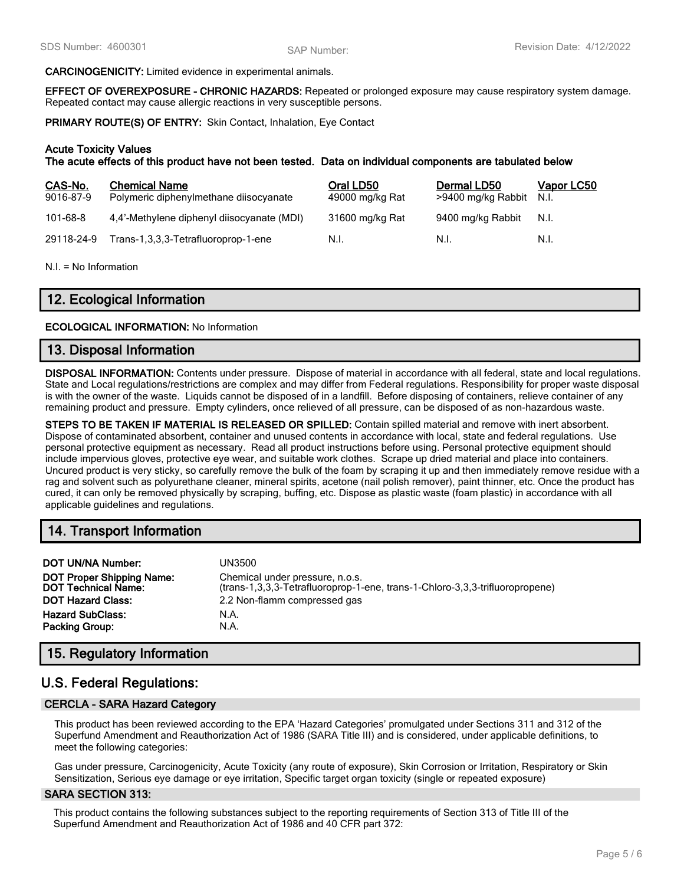**CARCINOGENICITY:** Limited evidence in experimental animals.

**EFFECT OF OVEREXPOSURE - CHRONIC HAZARDS:** Repeated or prolonged exposure may cause respiratory system damage. Repeated contact may cause allergic reactions in very susceptible persons.

**PRIMARY ROUTE(S) OF ENTRY:** Skin Contact, Inhalation, Eye Contact

**Acute Toxicity Values**
**The acute effects of this product have not been tested. Data on individual components are tabulated below**

| CAS-No. | Chemical Name | Oral LD50 | Dermal LD50 | Vapor LC50 |
|---|---|---|---|---|
| 9016-87-9 | Polymeric diphenylmethane diisocyanate | 49000 mg/kg Rat | >9400 mg/kg Rabbit | N.I. |
| 101-68-8 | 4,4'-Methylene diphenyl diisocyanate (MDI) | 31600 mg/kg Rat | 9400 mg/kg Rabbit | N.I. |
| 29118-24-9 | Trans-1,3,3,3-Tetrafluoroprop-1-ene | N.I. | N.I. | N.I. |

N.I. = No Information

## 12. Ecological Information

**ECOLOGICAL INFORMATION:** No Information

## 13. Disposal Information

**DISPOSAL INFORMATION:** Contents under pressure. Dispose of material in accordance with all federal, state and local regulations. State and Local regulations/restrictions are complex and may differ from Federal regulations. Responsibility for proper waste disposal is with the owner of the waste. Liquids cannot be disposed of in a landfill. Before disposing of containers, relieve container of any remaining product and pressure. Empty cylinders, once relieved of all pressure, can be disposed of as non-hazardous waste.

**STEPS TO BE TAKEN IF MATERIAL IS RELEASED OR SPILLED:** Contain spilled material and remove with inert absorbent. Dispose of contaminated absorbent, container and unused contents in accordance with local, state and federal regulations. Use personal protective equipment as necessary. Read all product instructions before using. Personal protective equipment should include impervious gloves, protective eye wear, and suitable work clothes. Scrape up dried material and place into containers. Uncured product is very sticky, so carefully remove the bulk of the foam by scraping it up and then immediately remove residue with a rag and solvent such as polyurethane cleaner, mineral spirits, acetone (nail polish remover), paint thinner, etc. Once the product has cured, it can only be removed physically by scraping, buffing, etc. Dispose as plastic waste (foam plastic) in accordance with all applicable guidelines and regulations.

## 14. Transport Information

| | |
|---|---|
| **DOT UN/NA Number:** | UN3500 |
| **DOT Proper Shipping Name:** | Chemical under pressure, n.o.s. |
| **DOT Technical Name:** | (trans-1,3,3,3-Tetrafluoroprop-1-ene, trans-1-Chloro-3,3,3-trifluoropropene) |
| **DOT Hazard Class:** | 2.2 Non-flamm compressed gas |
| **Hazard SubClass:** | N.A. |
| **Packing Group:** | N.A. |

## 15. Regulatory Information

## U.S. Federal Regulations:

### CERCLA - SARA Hazard Category

This product has been reviewed according to the EPA 'Hazard Categories' promulgated under Sections 311 and 312 of the Superfund Amendment and Reauthorization Act of 1986 (SARA Title III) and is considered, under applicable definitions, to meet the following categories:

Gas under pressure, Carcinogenicity, Acute Toxicity (any route of exposure), Skin Corrosion or Irritation, Respiratory or Skin Sensitization, Serious eye damage or eye irritation, Specific target organ toxicity (single or repeated exposure)

### SARA SECTION 313:

This product contains the following substances subject to the reporting requirements of Section 313 of Title III of the Superfund Amendment and Reauthorization Act of 1986 and 40 CFR part 372: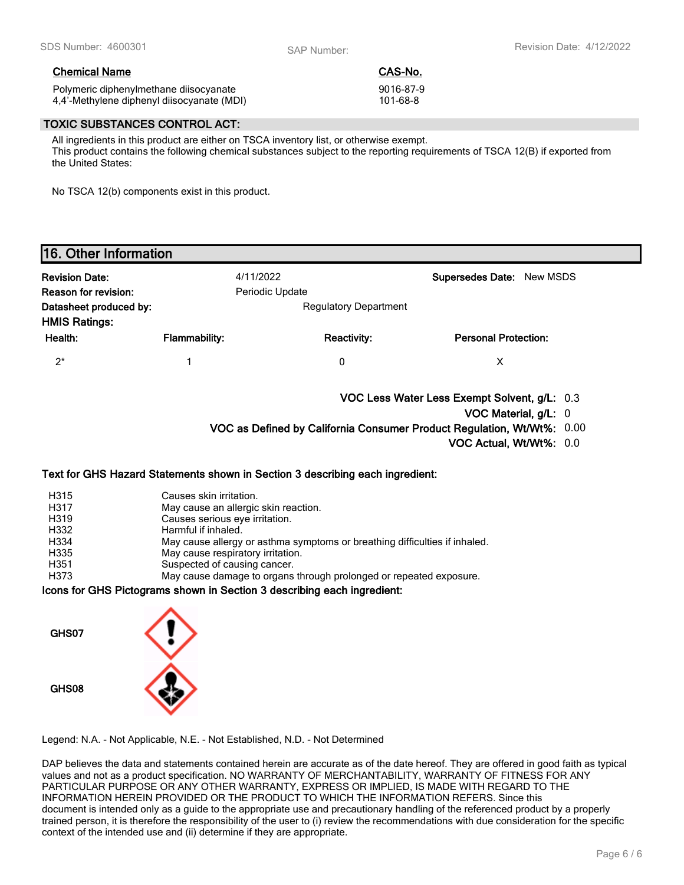| Chemical Name | CAS-No. |
| --- | --- |
| Polymeric diphenylmethane diisocyanate | 9016-87-9 |
| 4,4'-Methylene diphenyl diisocyanate (MDI) | 101-68-8 |

### TOXIC SUBSTANCES CONTROL ACT:

All ingredients in this product are either on TSCA inventory list, or otherwise exempt.
This product contains the following chemical substances subject to the reporting requirements of TSCA 12(B) if exported from the United States:

No TSCA 12(b) components exist in this product.

## 16. Other Information

**Revision Date:** 4/11/2022 **Supersedes Date:** New MSDS
**Reason for revision:** Periodic Update
**Datasheet produced by:** Regulatory Department
**HMIS Ratings:**

| Health: | Flammability: | Reactivity: | Personal Protection: |
| --- | --- | --- | --- |
| 2* | 1 | 0 | X |

**VOC Less Water Less Exempt Solvent, g/L:** 0.3
**VOC Material, g/L:** 0
**VOC as Defined by California Consumer Product Regulation, Wt/Wt%:** 0.00
**VOC Actual, Wt/Wt%:** 0.0

**Text for GHS Hazard Statements shown in Section 3 describing each ingredient:**

| | |
| --- | --- |
| H315 | Causes skin irritation. |
| H317 | May cause an allergic skin reaction. |
| H319 | Causes serious eye irritation. |
| H332 | Harmful if inhaled. |
| H334 | May cause allergy or asthma symptoms or breathing difficulties if inhaled. |
| H335 | May cause respiratory irritation. |
| H351 | Suspected of causing cancer. |
| H373 | May cause damage to organs through prolonged or repeated exposure. |

**Icons for GHS Pictograms shown in Section 3 describing each ingredient:**

GHS07

GHS08

Legend: N.A. - Not Applicable, N.E. - Not Established, N.D. - Not Determined

DAP believes the data and statements contained herein are accurate as of the date hereof. They are offered in good faith as typical values and not as a product specification. NO WARRANTY OF MERCHANTABILITY, WARRANTY OF FITNESS FOR ANY PARTICULAR PURPOSE OR ANY OTHER WARRANTY, EXPRESS OR IMPLIED, IS MADE WITH REGARD TO THE INFORMATION HEREIN PROVIDED OR THE PRODUCT TO WHICH THE INFORMATION REFERS. Since this document is intended only as a guide to the appropriate use and precautionary handling of the referenced product by a properly trained person, it is therefore the responsibility of the user to (i) review the recommendations with due consideration for the specific context of the intended use and (ii) determine if they are appropriate.